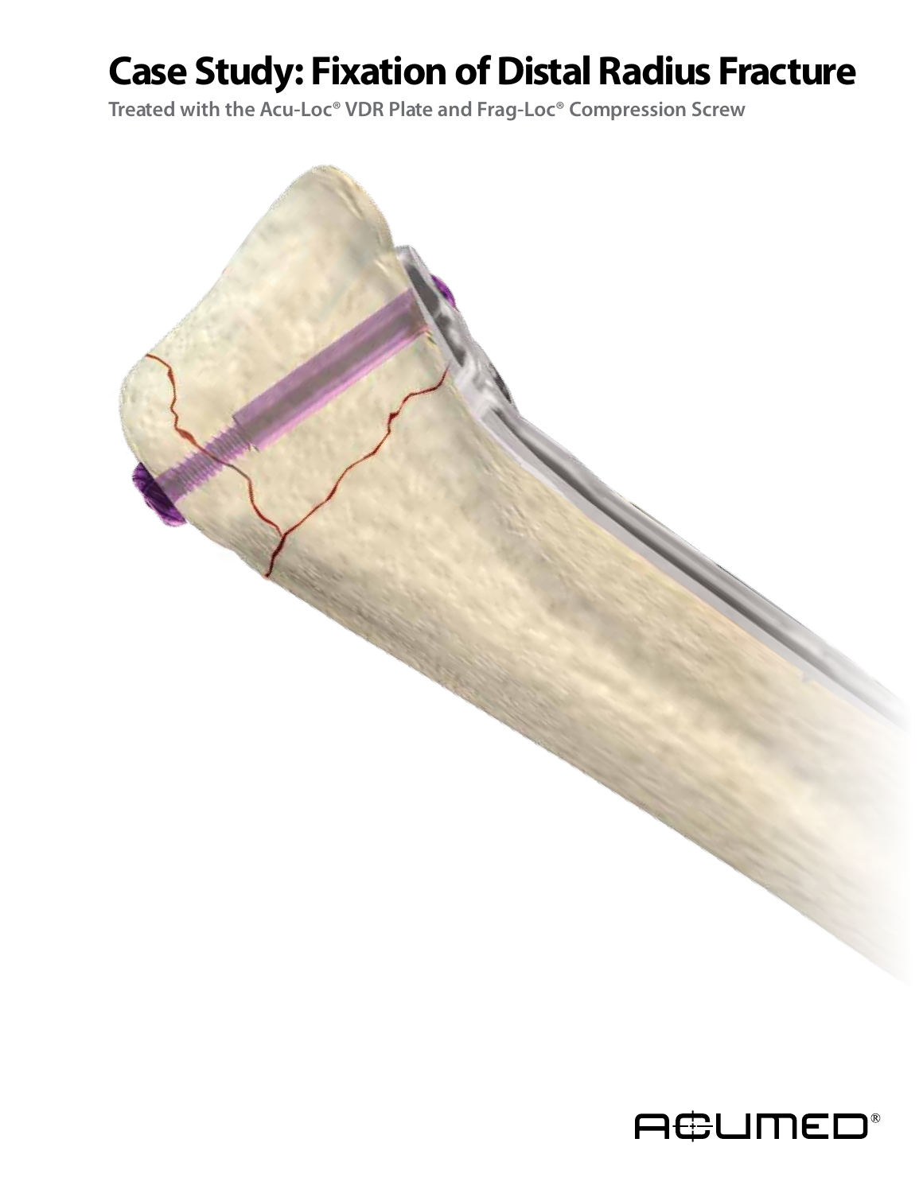# Case Study: Fixation of Distal Radius Fracture

## Treated with the Acu-Loc® VDR Plate and Frag-Loc® Compression Screw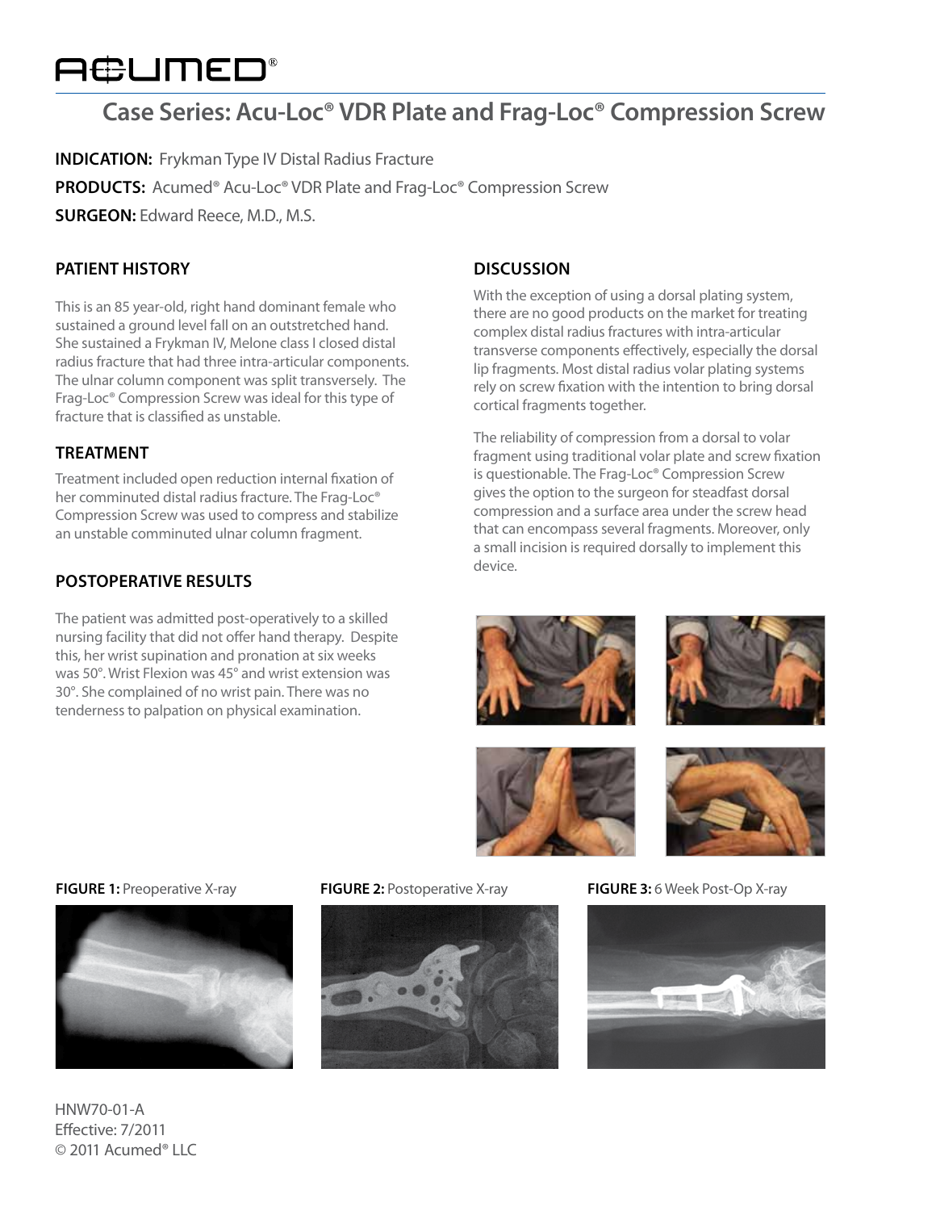# Case Series: Acu-Loc® VDR Plate and Frag-Loc® Compression Screw

**INDICATION:** Frykman Type IV Distal Radius Fracture

**PRODUCTS:** Acumed® Acu-Loc® VDR Plate and Frag-Loc® Compression Screw

**SURGEON:** Edward Reece, M.D., M.S.

## PATIENT HISTORY

This is an 85 year-old, right hand dominant female who sustained a ground level fall on an outstretched hand. She sustained a Frykman IV, Melone class I closed distal radius fracture that had three intra-articular components. The ulnar column component was split transversely. The Frag-Loc® Compression Screw was ideal for this type of fracture that is classified as unstable.

## TREATMENT

Treatment included open reduction internal fixation of her comminuted distal radius fracture. The Frag-Loc® Compression Screw was used to compress and stabilize an unstable comminuted ulnar column fragment.

## POSTOPERATIVE RESULTS

The patient was admitted post-operatively to a skilled nursing facility that did not offer hand therapy. Despite this, her wrist supination and pronation at six weeks was 50°. Wrist Flexion was 45° and wrist extension was 30°. She complained of no wrist pain. There was no tenderness to palpation on physical examination.

## DISCUSSION

With the exception of using a dorsal plating system, there are no good products on the market for treating complex distal radius fractures with intra-articular transverse components effectively, especially the dorsal lip fragments. Most distal radius volar plating systems rely on screw fixation with the intention to bring dorsal cortical fragments together.

The reliability of compression from a dorsal to volar fragment using traditional volar plate and screw fixation is questionable. The Frag-Loc® Compression Screw gives the option to the surgeon for steadfast dorsal compression and a surface area under the screw head that can encompass several fragments. Moreover, only a small incision is required dorsally to implement this device.

**FIGURE 1:** Preoperative X-ray

**FIGURE 2:** Postoperative X-ray

**FIGURE 3:** 6 Week Post-Op X-ray

HNW70-01-A
Effective: 7/2011
© 2011 Acumed® LLC